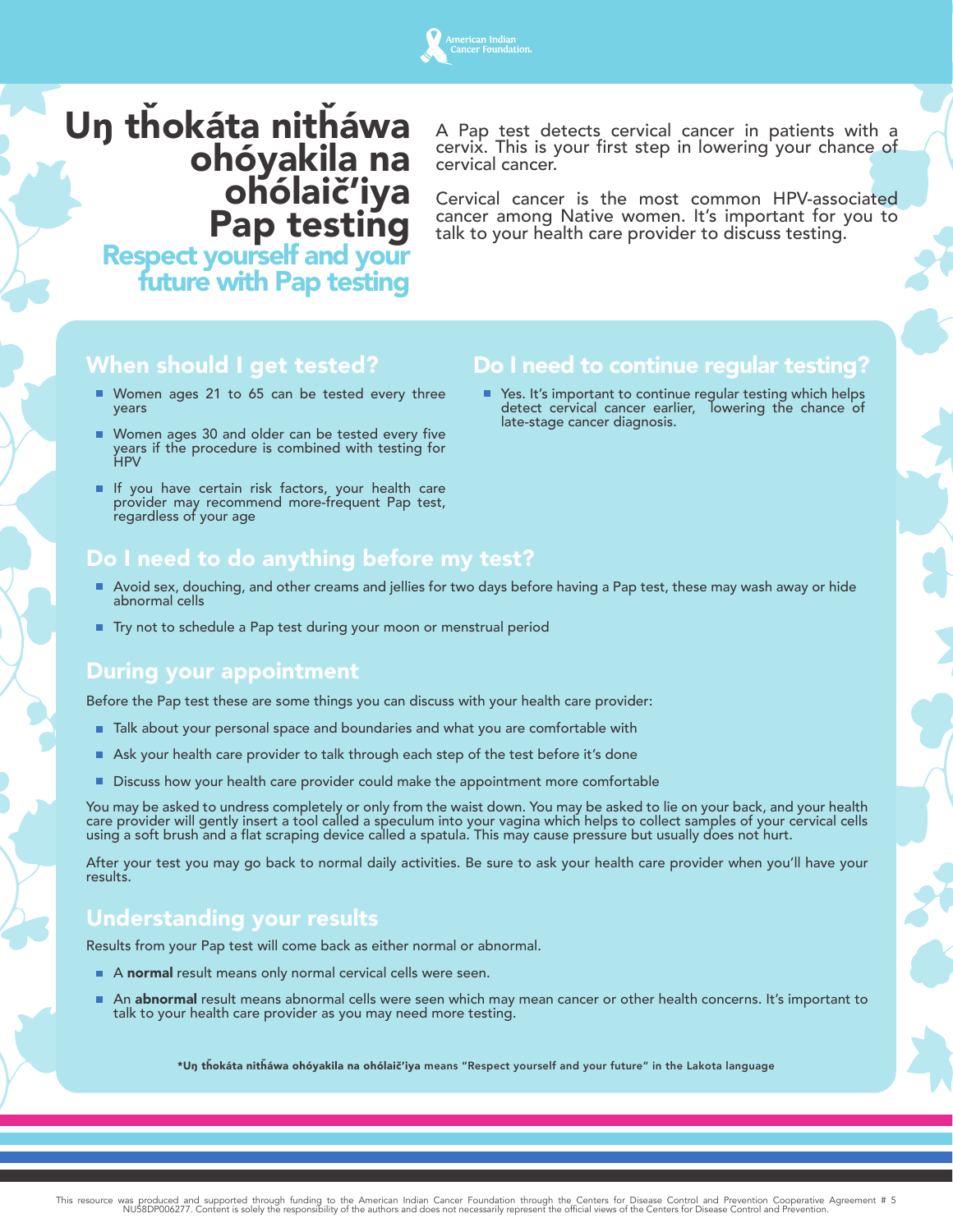# Uŋ tȟokáta nitȟáwa ohóyakila na ohólaič'iya Pap testing

## Respect yourself and your future with Pap testing

A Pap test detects cervical cancer in patients with a cervix. This is your first step in lowering your chance of cervical cancer.

Cervical cancer is the most common HPV-associated cancer among Native women. It's important for you to talk to your health care provider to discuss testing.

## When should I get tested?

- Women ages 21 to 65 can be tested every three years
- Women ages 30 and older can be tested every five years if the procedure is combined with testing for HPV
- If you have certain risk factors, your health care provider may recommend more-frequent Pap test, regardless of your age

## Do I need to continue regular testing?

- Yes. It's important to continue regular testing which helps detect cervical cancer earlier, lowering the chance of late-stage cancer diagnosis.

## Do I need to do anything before my test?

- Avoid sex, douching, and other creams and jellies for two days before having a Pap test, these may wash away or hide abnormal cells
- Try not to schedule a Pap test during your moon or menstrual period

## During your appointment

Before the Pap test these are some things you can discuss with your health care provider:

- Talk about your personal space and boundaries and what you are comfortable with
- Ask your health care provider to talk through each step of the test before it's done
- Discuss how your health care provider could make the appointment more comfortable

You may be asked to undress completely or only from the waist down. You may be asked to lie on your back, and your health care provider will gently insert a tool called a speculum into your vagina which helps to collect samples of your cervical cells using a soft brush and a flat scraping device called a spatula. This may cause pressure but usually does not hurt.

After your test you may go back to normal daily activities. Be sure to ask your health care provider when you'll have your results.

## Understanding your results

Results from your Pap test will come back as either normal or abnormal.

- A **normal** result means only normal cervical cells were seen.
- An **abnormal** result means abnormal cells were seen which may mean cancer or other health concerns. It's important to talk to your health care provider as you may need more testing.

***Uŋ tȟokáta nitȟáwa ohóyakila na ohólaič'iya** means "Respect yourself and your future" in the Lakota language

This resource was produced and supported through funding to the American Indian Cancer Foundation through the Centers for Disease Control and Prevention Cooperative Agreement # 5 NU58DP006277. Content is solely the responsibility of the authors and does not necessarily represent the official views of the Centers for Disease Control and Prevention.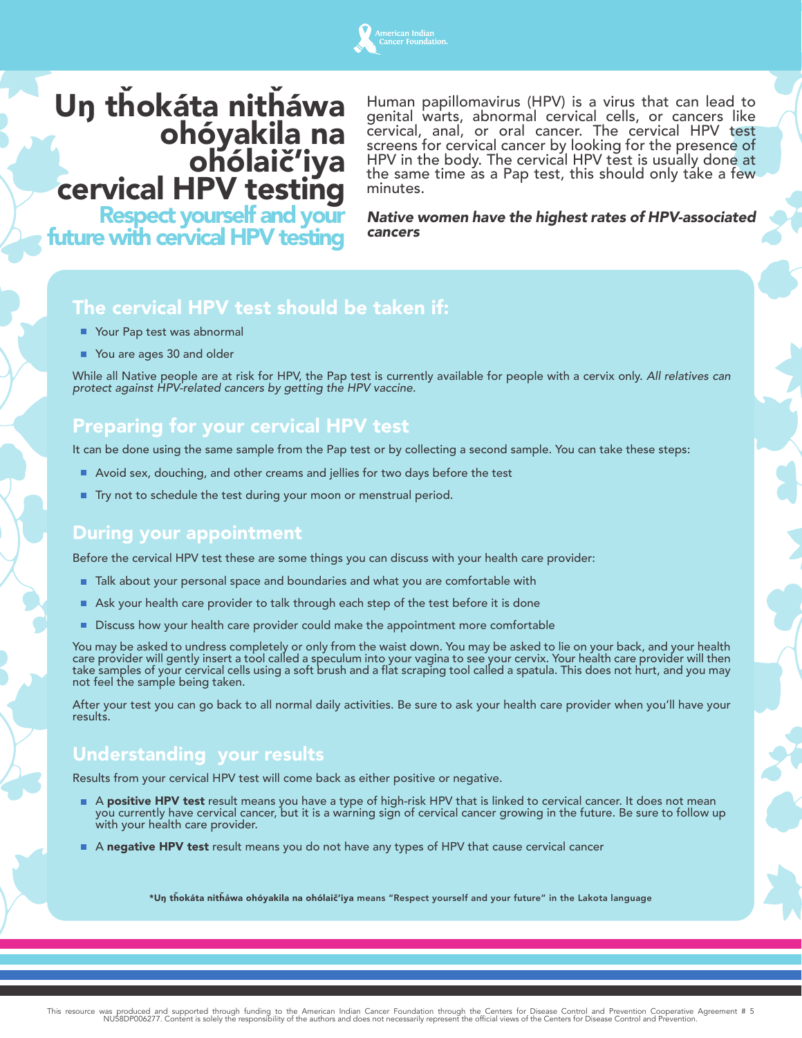American Indian Cancer Foundation.

# Uŋ tȟokáta nitȟáwa ohóyakila na ohólaič'iya cervical HPV testing

## Respect yourself and your future with cervical HPV testing

Human papillomavirus (HPV) is a virus that can lead to genital warts, abnormal cervical cells, or cancers like cervical, anal, or oral cancer. The cervical HPV test screens for cervical cancer by looking for the presence of HPV in the body. The cervical HPV test is usually done at the same time as a Pap test, this should only take a few minutes.

***Native women have the highest rates of HPV-associated cancers***

## The cervical HPV test should be taken if:

- Your Pap test was abnormal
- You are ages 30 and older

While all Native people are at risk for HPV, the Pap test is currently available for people with a cervix only. *All relatives can protect against HPV-related cancers by getting the HPV vaccine.*

## Preparing for your cervical HPV test

It can be done using the same sample from the Pap test or by collecting a second sample. You can take these steps:

- Avoid sex, douching, and other creams and jellies for two days before the test
- Try not to schedule the test during your moon or menstrual period.

## During your appointment

Before the cervical HPV test these are some things you can discuss with your health care provider:

- Talk about your personal space and boundaries and what you are comfortable with
- Ask your health care provider to talk through each step of the test before it is done
- Discuss how your health care provider could make the appointment more comfortable

You may be asked to undress completely or only from the waist down. You may be asked to lie on your back, and your health care provider will gently insert a tool called a speculum into your vagina to see your cervix. Your health care provider will then take samples of your cervical cells using a soft brush and a flat scraping tool called a spatula. This does not hurt, and you may not feel the sample being taken.

After your test you can go back to all normal daily activities. Be sure to ask your health care provider when you'll have your results.

## Understanding your results

Results from your cervical HPV test will come back as either positive or negative.

- A **positive HPV test** result means you have a type of high-risk HPV that is linked to cervical cancer. It does not mean you currently have cervical cancer, but it is a warning sign of cervical cancer growing in the future. Be sure to follow up with your health care provider.
- A **negative HPV test** result means you do not have any types of HPV that cause cervical cancer

***Uŋ tȟokáta nitȟáwa ohóyakila na ohólaič'iya** means "Respect yourself and your future" in the Lakota language

This resource was produced and supported through funding to the American Indian Cancer Foundation through the Centers for Disease Control and Prevention Cooperative Agreement # 5 NU58DP006277. Content is solely the responsibility of the authors and does not necessarily represent the official views of the Centers for Disease Control and Prevention.